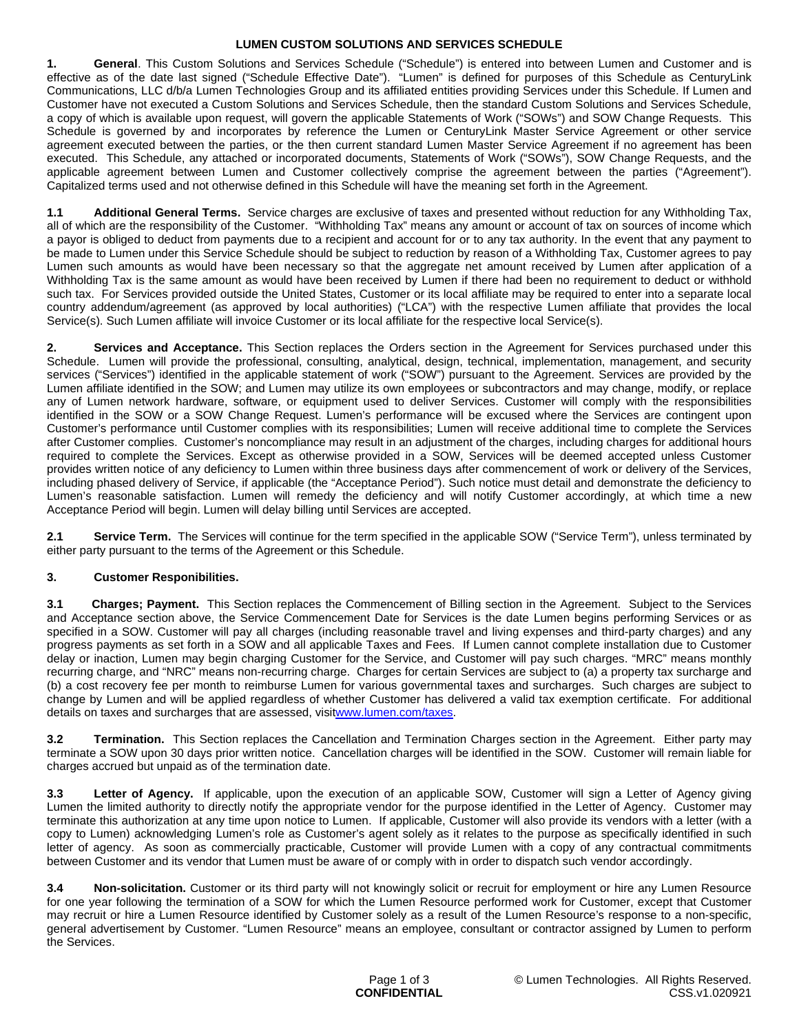# LUMEN CUSTOM SOLUTIONS AND SERVICES SCHEDULE

**1. General**. This Custom Solutions and Services Schedule ("Schedule") is entered into between Lumen and Customer and is effective as of the date last signed ("Schedule Effective Date"). "Lumen" is defined for purposes of this Schedule as CenturyLink Communications, LLC d/b/a Lumen Technologies Group and its affiliated entities providing Services under this Schedule. If Lumen and Customer have not executed a Custom Solutions and Services Schedule, then the standard Custom Solutions and Services Schedule, a copy of which is available upon request, will govern the applicable Statements of Work ("SOWs") and SOW Change Requests. This Schedule is governed by and incorporates by reference the Lumen or CenturyLink Master Service Agreement or other service agreement executed between the parties, or the then current standard Lumen Master Service Agreement if no agreement has been executed. This Schedule, any attached or incorporated documents, Statements of Work ("SOWs"), SOW Change Requests, and the applicable agreement between Lumen and Customer collectively comprise the agreement between the parties ("Agreement"). Capitalized terms used and not otherwise defined in this Schedule will have the meaning set forth in the Agreement.

**1.1 Additional General Terms.** Service charges are exclusive of taxes and presented without reduction for any Withholding Tax, all of which are the responsibility of the Customer. "Withholding Tax" means any amount or account of tax on sources of income which a payor is obliged to deduct from payments due to a recipient and account for or to any tax authority. In the event that any payment to be made to Lumen under this Service Schedule should be subject to reduction by reason of a Withholding Tax, Customer agrees to pay Lumen such amounts as would have been necessary so that the aggregate net amount received by Lumen after application of a Withholding Tax is the same amount as would have been received by Lumen if there had been no requirement to deduct or withhold such tax. For Services provided outside the United States, Customer or its local affiliate may be required to enter into a separate local country addendum/agreement (as approved by local authorities) ("LCA") with the respective Lumen affiliate that provides the local Service(s). Such Lumen affiliate will invoice Customer or its local affiliate for the respective local Service(s).

**2. Services and Acceptance.** This Section replaces the Orders section in the Agreement for Services purchased under this Schedule. Lumen will provide the professional, consulting, analytical, design, technical, implementation, management, and security services ("Services") identified in the applicable statement of work ("SOW") pursuant to the Agreement. Services are provided by the Lumen affiliate identified in the SOW; and Lumen may utilize its own employees or subcontractors and may change, modify, or replace any of Lumen network hardware, software, or equipment used to deliver Services. Customer will comply with the responsibilities identified in the SOW or a SOW Change Request. Lumen's performance will be excused where the Services are contingent upon Customer's performance until Customer complies with its responsibilities; Lumen will receive additional time to complete the Services after Customer complies. Customer's noncompliance may result in an adjustment of the charges, including charges for additional hours required to complete the Services. Except as otherwise provided in a SOW, Services will be deemed accepted unless Customer provides written notice of any deficiency to Lumen within three business days after commencement of work or delivery of the Services, including phased delivery of Service, if applicable (the "Acceptance Period"). Such notice must detail and demonstrate the deficiency to Lumen's reasonable satisfaction. Lumen will remedy the deficiency and will notify Customer accordingly, at which time a new Acceptance Period will begin. Lumen will delay billing until Services are accepted.

**2.1 Service Term.** The Services will continue for the term specified in the applicable SOW ("Service Term"), unless terminated by either party pursuant to the terms of the Agreement or this Schedule.

**3. Customer Responibilities.**

**3.1 Charges; Payment.** This Section replaces the Commencement of Billing section in the Agreement. Subject to the Services and Acceptance section above, the Service Commencement Date for Services is the date Lumen begins performing Services or as specified in a SOW. Customer will pay all charges (including reasonable travel and living expenses and third-party charges) and any progress payments as set forth in a SOW and all applicable Taxes and Fees. If Lumen cannot complete installation due to Customer delay or inaction, Lumen may begin charging Customer for the Service, and Customer will pay such charges. "MRC" means monthly recurring charge, and "NRC" means non-recurring charge. Charges for certain Services are subject to (a) a property tax surcharge and (b) a cost recovery fee per month to reimburse Lumen for various governmental taxes and surcharges. Such charges are subject to change by Lumen and will be applied regardless of whether Customer has delivered a valid tax exemption certificate. For additional details on taxes and surcharges that are assessed, visit www.lumen.com/taxes.

**3.2 Termination.** This Section replaces the Cancellation and Termination Charges section in the Agreement. Either party may terminate a SOW upon 30 days prior written notice. Cancellation charges will be identified in the SOW. Customer will remain liable for charges accrued but unpaid as of the termination date.

**3.3 Letter of Agency.** If applicable, upon the execution of an applicable SOW, Customer will sign a Letter of Agency giving Lumen the limited authority to directly notify the appropriate vendor for the purpose identified in the Letter of Agency. Customer may terminate this authorization at any time upon notice to Lumen. If applicable, Customer will also provide its vendors with a letter (with a copy to Lumen) acknowledging Lumen's role as Customer's agent solely as it relates to the purpose as specifically identified in such letter of agency. As soon as commercially practicable, Customer will provide Lumen with a copy of any contractual commitments between Customer and its vendor that Lumen must be aware of or comply with in order to dispatch such vendor accordingly.

**3.4 Non-solicitation.** Customer or its third party will not knowingly solicit or recruit for employment or hire any Lumen Resource for one year following the termination of a SOW for which the Lumen Resource performed work for Customer, except that Customer may recruit or hire a Lumen Resource identified by Customer solely as a result of the Lumen Resource's response to a non-specific, general advertisement by Customer. "Lumen Resource" means an employee, consultant or contractor assigned by Lumen to perform the Services.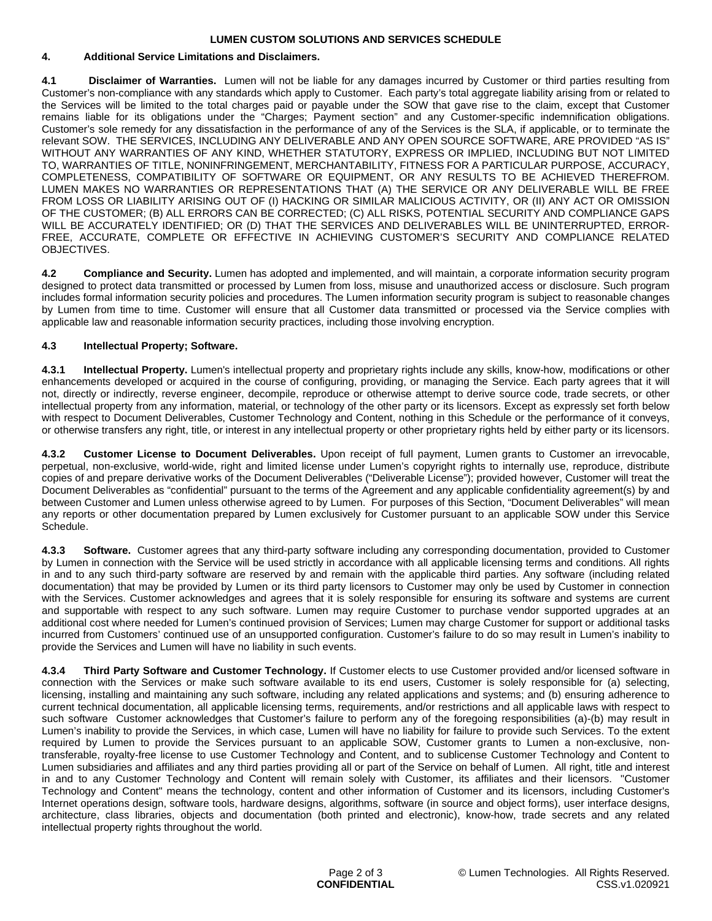## 4. Additional Service Limitations and Disclaimers.

**4.1 Disclaimer of Warranties.** Lumen will not be liable for any damages incurred by Customer or third parties resulting from Customer's non-compliance with any standards which apply to Customer. Each party's total aggregate liability arising from or related to the Services will be limited to the total charges paid or payable under the SOW that gave rise to the claim, except that Customer remains liable for its obligations under the "Charges; Payment section" and any Customer-specific indemnification obligations. Customer's sole remedy for any dissatisfaction in the performance of any of the Services is the SLA, if applicable, or to terminate the relevant SOW. THE SERVICES, INCLUDING ANY DELIVERABLE AND ANY OPEN SOURCE SOFTWARE, ARE PROVIDED "AS IS" WITHOUT ANY WARRANTIES OF ANY KIND, WHETHER STATUTORY, EXPRESS OR IMPLIED, INCLUDING BUT NOT LIMITED TO, WARRANTIES OF TITLE, NONINFRINGEMENT, MERCHANTABILITY, FITNESS FOR A PARTICULAR PURPOSE, ACCURACY, COMPLETENESS, COMPATIBILITY OF SOFTWARE OR EQUIPMENT, OR ANY RESULTS TO BE ACHIEVED THEREFROM. LUMEN MAKES NO WARRANTIES OR REPRESENTATIONS THAT (A) THE SERVICE OR ANY DELIVERABLE WILL BE FREE FROM LOSS OR LIABILITY ARISING OUT OF (I) HACKING OR SIMILAR MALICIOUS ACTIVITY, OR (II) ANY ACT OR OMISSION OF THE CUSTOMER; (B) ALL ERRORS CAN BE CORRECTED; (C) ALL RISKS, POTENTIAL SECURITY AND COMPLIANCE GAPS WILL BE ACCURATELY IDENTIFIED; OR (D) THAT THE SERVICES AND DELIVERABLES WILL BE UNINTERRUPTED, ERROR-FREE, ACCURATE, COMPLETE OR EFFECTIVE IN ACHIEVING CUSTOMER'S SECURITY AND COMPLIANCE RELATED OBJECTIVES.

**4.2 Compliance and Security.** Lumen has adopted and implemented, and will maintain, a corporate information security program designed to protect data transmitted or processed by Lumen from loss, misuse and unauthorized access or disclosure. Such program includes formal information security policies and procedures. The Lumen information security program is subject to reasonable changes by Lumen from time to time. Customer will ensure that all Customer data transmitted or processed via the Service complies with applicable law and reasonable information security practices, including those involving encryption.

**4.3 Intellectual Property; Software.**

**4.3.1 Intellectual Property.** Lumen's intellectual property and proprietary rights include any skills, know-how, modifications or other enhancements developed or acquired in the course of configuring, providing, or managing the Service. Each party agrees that it will not, directly or indirectly, reverse engineer, decompile, reproduce or otherwise attempt to derive source code, trade secrets, or other intellectual property from any information, material, or technology of the other party or its licensors. Except as expressly set forth below with respect to Document Deliverables, Customer Technology and Content, nothing in this Schedule or the performance of it conveys, or otherwise transfers any right, title, or interest in any intellectual property or other proprietary rights held by either party or its licensors.

**4.3.2 Customer License to Document Deliverables.** Upon receipt of full payment, Lumen grants to Customer an irrevocable, perpetual, non-exclusive, world-wide, right and limited license under Lumen's copyright rights to internally use, reproduce, distribute copies of and prepare derivative works of the Document Deliverables ("Deliverable License"); provided however, Customer will treat the Document Deliverables as "confidential" pursuant to the terms of the Agreement and any applicable confidentiality agreement(s) by and between Customer and Lumen unless otherwise agreed to by Lumen. For purposes of this Section, "Document Deliverables" will mean any reports or other documentation prepared by Lumen exclusively for Customer pursuant to an applicable SOW under this Service Schedule.

**4.3.3 Software.** Customer agrees that any third-party software including any corresponding documentation, provided to Customer by Lumen in connection with the Service will be used strictly in accordance with all applicable licensing terms and conditions. All rights in and to any such third-party software are reserved by and remain with the applicable third parties. Any software (including related documentation) that may be provided by Lumen or its third party licensors to Customer may only be used by Customer in connection with the Services. Customer acknowledges and agrees that it is solely responsible for ensuring its software and systems are current and supportable with respect to any such software. Lumen may require Customer to purchase vendor supported upgrades at an additional cost where needed for Lumen's continued provision of Services; Lumen may charge Customer for support or additional tasks incurred from Customers' continued use of an unsupported configuration. Customer's failure to do so may result in Lumen's inability to provide the Services and Lumen will have no liability in such events.

**4.3.4 Third Party Software and Customer Technology.** If Customer elects to use Customer provided and/or licensed software in connection with the Services or make such software available to its end users, Customer is solely responsible for (a) selecting, licensing, installing and maintaining any such software, including any related applications and systems; and (b) ensuring adherence to current technical documentation, all applicable licensing terms, requirements, and/or restrictions and all applicable laws with respect to such software Customer acknowledges that Customer's failure to perform any of the foregoing responsibilities (a)-(b) may result in Lumen's inability to provide the Services, in which case, Lumen will have no liability for failure to provide such Services. To the extent required by Lumen to provide the Services pursuant to an applicable SOW, Customer grants to Lumen a non-exclusive, non-transferable, royalty-free license to use Customer Technology and Content, and to sublicense Customer Technology and Content to Lumen subsidiaries and affiliates and any third parties providing all or part of the Service on behalf of Lumen. All right, title and interest in and to any Customer Technology and Content will remain solely with Customer, its affiliates and their licensors. "Customer Technology and Content" means the technology, content and other information of Customer and its licensors, including Customer's Internet operations design, software tools, hardware designs, algorithms, software (in source and object forms), user interface designs, architecture, class libraries, objects and documentation (both printed and electronic), know-how, trade secrets and any related intellectual property rights throughout the world.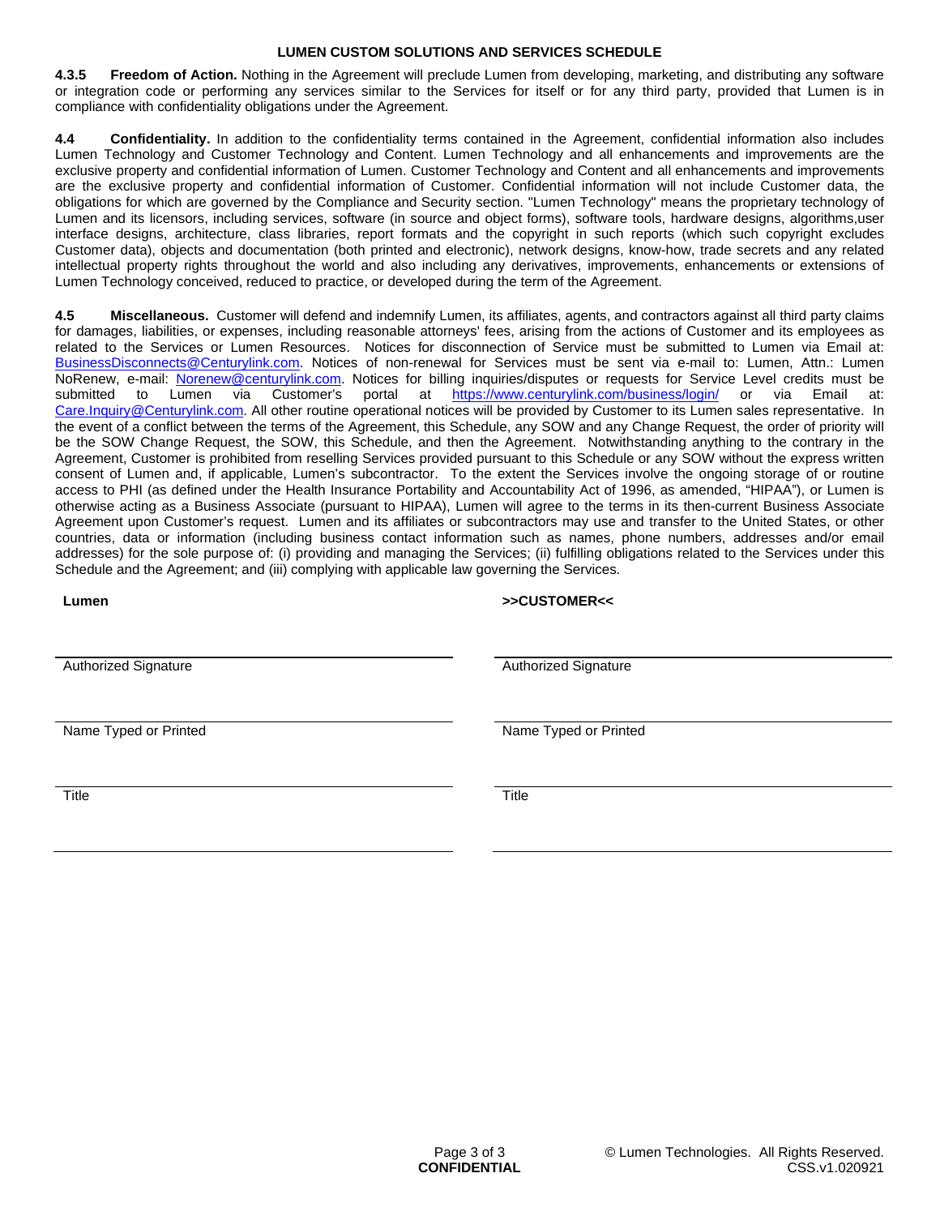**4.3.5 Freedom of Action.** Nothing in the Agreement will preclude Lumen from developing, marketing, and distributing any software or integration code or performing any services similar to the Services for itself or for any third party, provided that Lumen is in compliance with confidentiality obligations under the Agreement.

**4.4 Confidentiality.** In addition to the confidentiality terms contained in the Agreement, confidential information also includes Lumen Technology and Customer Technology and Content. Lumen Technology and all enhancements and improvements are the exclusive property and confidential information of Lumen. Customer Technology and Content and all enhancements and improvements are the exclusive property and confidential information of Customer. Confidential information will not include Customer data, the obligations for which are governed by the Compliance and Security section. "Lumen Technology" means the proprietary technology of Lumen and its licensors, including services, software (in source and object forms), software tools, hardware designs, algorithms,user interface designs, architecture, class libraries, report formats and the copyright in such reports (which such copyright excludes Customer data), objects and documentation (both printed and electronic), network designs, know-how, trade secrets and any related intellectual property rights throughout the world and also including any derivatives, improvements, enhancements or extensions of Lumen Technology conceived, reduced to practice, or developed during the term of the Agreement.

**4.5 Miscellaneous.** Customer will defend and indemnify Lumen, its affiliates, agents, and contractors against all third party claims for damages, liabilities, or expenses, including reasonable attorneys' fees, arising from the actions of Customer and its employees as related to the Services or Lumen Resources. Notices for disconnection of Service must be submitted to Lumen via Email at: BusinessDisconnects@Centurylink.com. Notices of non-renewal for Services must be sent via e-mail to: Lumen, Attn.: Lumen NoRenew, e-mail: Norenew@centurylink.com. Notices for billing inquiries/disputes or requests for Service Level credits must be submitted to Lumen via Customer's portal at https://www.centurylink.com/business/login/ or via Email at: Care.Inquiry@Centurylink.com. All other routine operational notices will be provided by Customer to its Lumen sales representative. In the event of a conflict between the terms of the Agreement, this Schedule, any SOW and any Change Request, the order of priority will be the SOW Change Request, the SOW, this Schedule, and then the Agreement. Notwithstanding anything to the contrary in the Agreement, Customer is prohibited from reselling Services provided pursuant to this Schedule or any SOW without the express written consent of Lumen and, if applicable, Lumen's subcontractor. To the extent the Services involve the ongoing storage of or routine access to PHI (as defined under the Health Insurance Portability and Accountability Act of 1996, as amended, "HIPAA"), or Lumen is otherwise acting as a Business Associate (pursuant to HIPAA), Lumen will agree to the terms in its then-current Business Associate Agreement upon Customer's request. Lumen and its affiliates or subcontractors may use and transfer to the United States, or other countries, data or information (including business contact information such as names, phone numbers, addresses and/or email addresses) for the sole purpose of: (i) providing and managing the Services; (ii) fulfilling obligations related to the Services under this Schedule and the Agreement; and (iii) complying with applicable law governing the Services.

| **Lumen** | **>>CUSTOMER<<** |
| --- | --- |
| Authorized Signature | Authorized Signature |
| Name Typed or Printed | Name Typed or Printed |
| Title | Title |